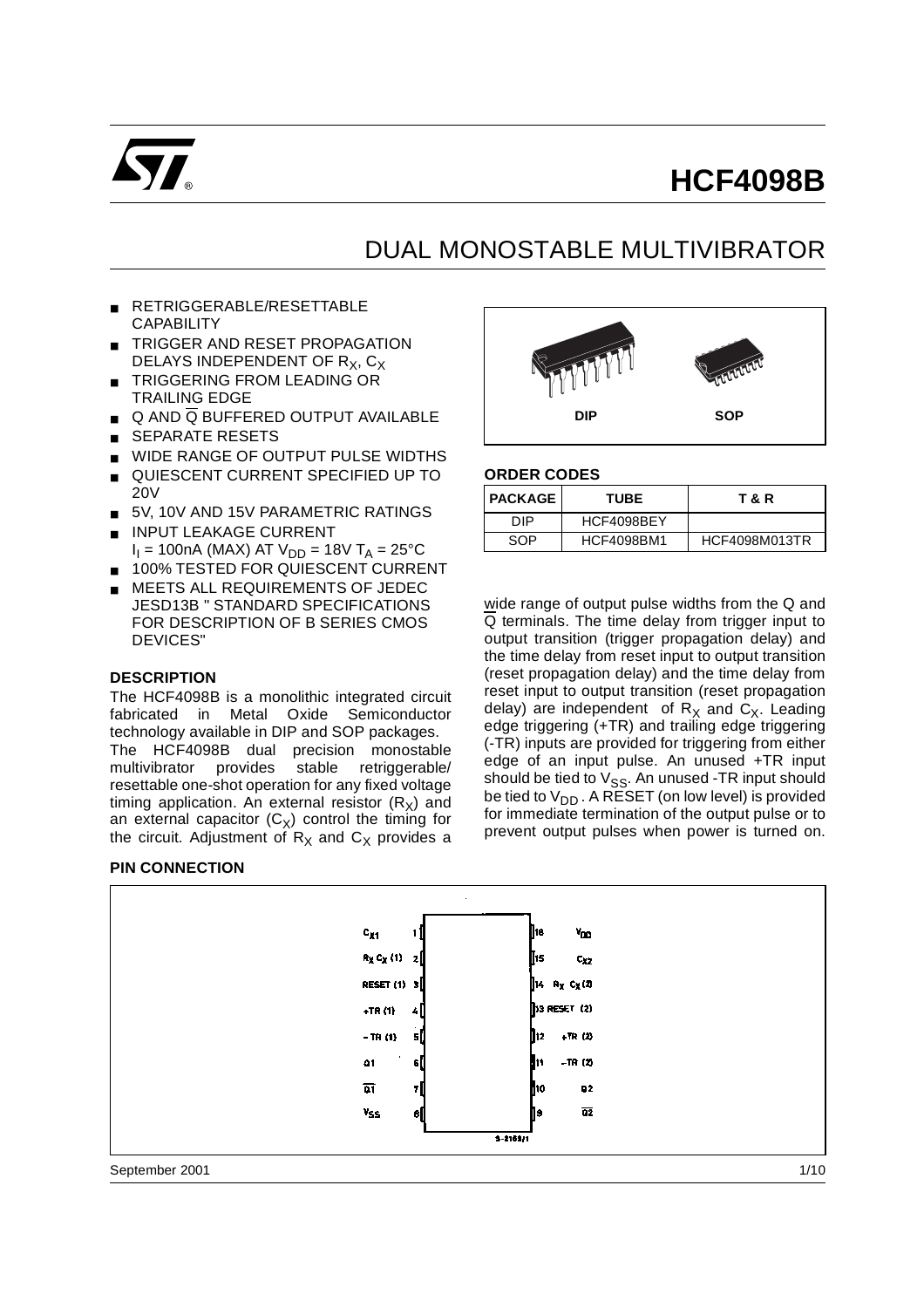# HCF4098B

## DUAL MONOSTABLE MULTIVIBRATOR

- RETRIGGERABLE/RESETTABLE CAPABILITY
- TRIGGER AND RESET PROPAGATION DELAYS INDEPENDENT OF $R_X$, $C_X$
- TRIGGERING FROM LEADING OR TRAILING EDGE
- Q AND $\overline{Q}$ BUFFERED OUTPUT AVAILABLE
- SEPARATE RESETS
- WIDE RANGE OF OUTPUT PULSE WIDTHS
- QUIESCENT CURRENT SPECIFIED UP TO 20V
- 5V, 10V AND 15V PARAMETRIC RATINGS
- INPUT LEAKAGE CURRENT $I_I$ = 100nA (MAX) AT $V_{DD}$ = 18V $T_A$ = 25°C
- 100% TESTED FOR QUIESCENT CURRENT
- MEETS ALL REQUIREMENTS OF JEDEC JESD13B " STANDARD SPECIFICATIONS FOR DESCRIPTION OF B SERIES CMOS DEVICES"

DIP SOP

### ORDER CODES

| PACKAGE | TUBE | T & R |
|---|---|---|
| DIP | HCF4098BEY | |
| SOP | HCF4098BM1 | HCF4098M013TR |

### DESCRIPTION

The HCF4098B is a monolithic integrated circuit fabricated in Metal Oxide Semiconductor technology available in DIP and SOP packages.

The HCF4098B dual precision monostable multivibrator provides stable retriggerable/ resettable one-shot operation for any fixed voltage timing application. An external resistor ($R_X$) and an external capacitor ($C_X$) control the timing for the circuit. Adjustment of $R_X$ and $C_X$ provides a wide range of output pulse widths from the Q and $\overline{Q}$ terminals. The time delay from trigger input to output transition (trigger propagation delay) and the time delay from reset input to output transition (reset propagation delay) and the time delay from reset input to output transition (reset propagation delay) are independent of $R_X$ and $C_X$. Leading edge triggering (+TR) and trailing edge triggering (-TR) inputs are provided for triggering from either edge of an input pulse. An unused +TR input should be tied to $V_{SS}$. An unused -TR input should be tied to $V_{DD}$. A RESET (on low level) is provided for immediate termination of the output pulse or to prevent output pulses when power is turned on.

### PIN CONNECTION

| Pin | Name | Pin | Name |
|---|---|---|---|
| 1 | $C_{X1}$ | 16 | $V_{DD}$ |
| 2 | $R_X C_X$ (1) | 15 | $C_{X2}$ |
| 3 | RESET (1) | 14 | $R_X C_X$ (2) |
| 4 | +TR (1) | 13 | RESET (2) |
| 5 | -TR (1) | 12 | +TR (2) |
| 6 | Q1 | 11 | -TR (2) |
| 7 | $\overline{Q1}$ | 10 | Q2 |
| 8 | $V_{SS}$ | 9 | $\overline{Q2}$ |

September 2001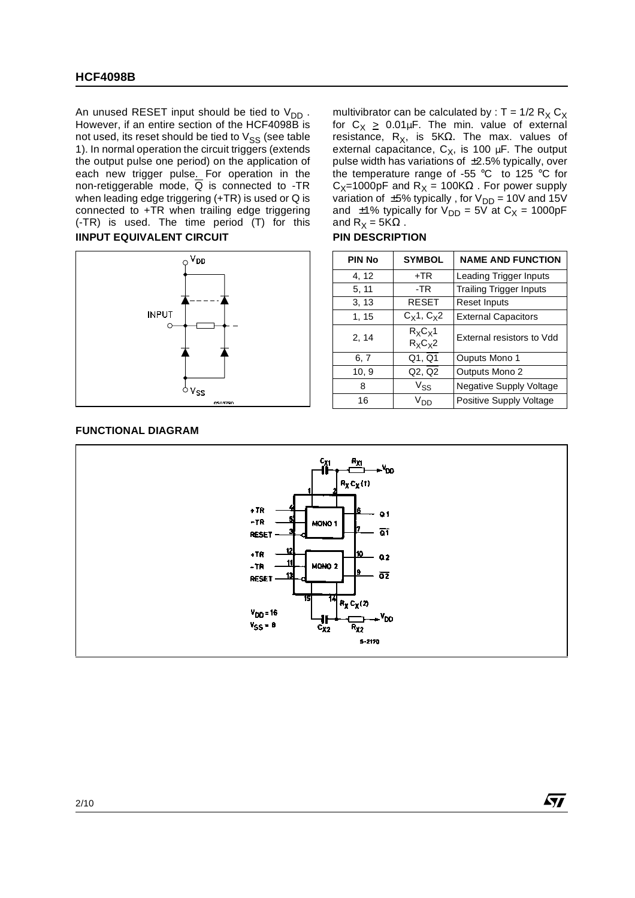An unused RESET input should be tied to $V_{DD}$. However, if an entire section of the HCF4098B is not used, its reset should be tied to $V_{SS}$ (see table 1). In normal operation the circuit triggers (extends the output pulse one period) on the application of each new trigger pulse. For operation in the non-retiggerable mode, $\overline{Q}$ is connected to -TR when leading edge triggering (+TR) is used or Q is connected to +TR when trailing edge triggering (-TR) is used. The time period (T) for this multivibrator can be calculated by : $T = 1/2\ R_X\ C_X$ for $C_X \geq 0.01\mu F$. The min. value of external resistance, $R_X$, is 5KΩ. The max. values of external capacitance, $C_X$, is 100 µF. The output pulse width has variations of ±2.5% typically, over the temperature range of -55 °C to 125 °C for $C_X$=1000pF and $R_X$ = 100KΩ . For power supply variation of ±5% typically , for $V_{DD}$ = 10V and 15V and ±1% typically for $V_{DD}$ = 5V at $C_X$ = 1000pF and $R_X$ = 5KΩ .

**IINPUT EQUIVALENT CIRCUIT**

**PIN DESCRIPTION**

| PIN No | SYMBOL | NAME AND FUNCTION |
|---|---|---|
| 4, 12 | +TR | Leading Trigger Inputs |
| 5, 11 | -TR | Trailing Trigger Inputs |
| 3, 13 | RESET | Reset Inputs |
| 1, 15 | $C_X1$, $C_X2$ | External Capacitors |
| 2, 14 | $R_XC_X1$ $R_XC_X2$ | External resistors to Vdd |
| 6, 7 | Q1, $\overline{Q1}$ | Ouputs Mono 1 |
| 10, 9 | Q2, $\overline{Q2}$ | Outputs Mono 2 |
| 8 | $V_{SS}$ | Negative Supply Voltage |
| 16 | $V_{DD}$ | Positive Supply Voltage |

**FUNCTIONAL DIAGRAM**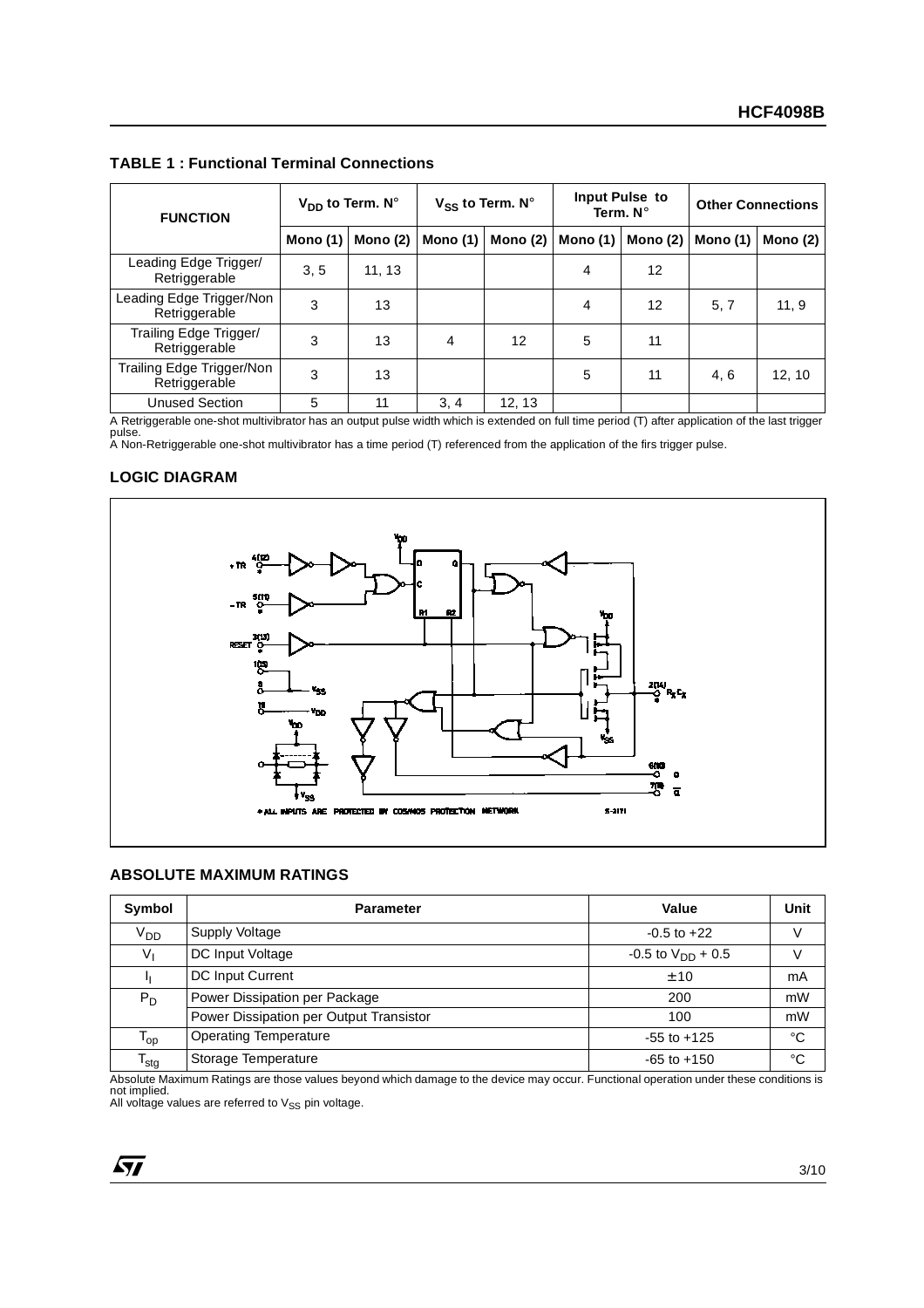## TABLE 1 : Functional Terminal Connections

| FUNCTION | $V_{DD}$ to Term. N° | | $V_{SS}$ to Term. N° | | Input Pulse to Term. N° | | Other Connections | |
|---|---|---|---|---|---|---|---|---|
| | Mono (1) | Mono (2) | Mono (1) | Mono (2) | Mono (1) | Mono (2) | Mono (1) | Mono (2) |
| Leading Edge Trigger/ Retriggerable | 3, 5 | 11, 13 | | | 4 | 12 | | |
| Leading Edge Trigger/Non Retriggerable | 3 | 13 | | | 4 | 12 | 5, 7 | 11, 9 |
| Trailing Edge Trigger/ Retriggerable | 3 | 13 | 4 | 12 | 5 | 11 | | |
| Trailing Edge Trigger/Non Retriggerable | 3 | 13 | | | 5 | 11 | 4, 6 | 12, 10 |
| Unused Section | 5 | 11 | 3, 4 | 12, 13 | | | | |

A Retriggerable one-shot multivibrator has an output pulse width which is extended on full time period (T) after application of the last trigger pulse.
A Non-Retriggerable one-shot multivibrator has a time period (T) referenced from the application of the firs trigger pulse.

## LOGIC DIAGRAM

## ABSOLUTE MAXIMUM RATINGS

| Symbol | Parameter | Value | Unit |
|---|---|---|---|
| $V_{DD}$ | Supply Voltage | -0.5 to +22 | V |
| $V_I$ | DC Input Voltage | -0.5 to $V_{DD}$ + 0.5 | V |
| $I_I$ | DC Input Current | ± 10 | mA |
| $P_D$ | Power Dissipation per Package | 200 | mW |
| | Power Dissipation per Output Transistor | 100 | mW |
| $T_{op}$ | Operating Temperature | -55 to +125 | °C |
| $T_{stg}$ | Storage Temperature | -65 to +150 | °C |

Absolute Maximum Ratings are those values beyond which damage to the device may occur. Functional operation under these conditions is not implied.
All voltage values are referred to $V_{SS}$ pin voltage.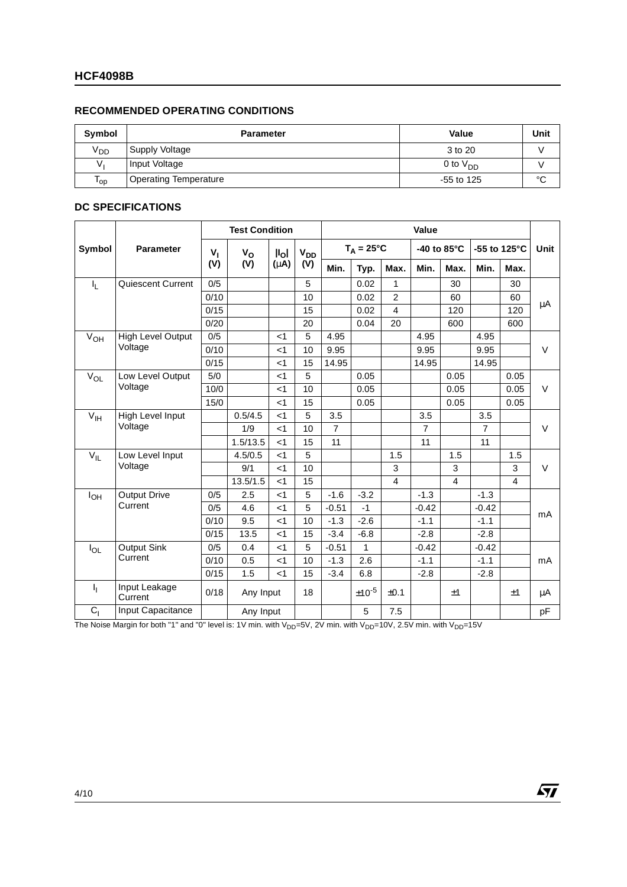## RECOMMENDED OPERATING CONDITIONS

| Symbol | Parameter | Value | Unit |
|---|---|---|---|
| $V_{DD}$ | Supply Voltage | 3 to 20 | V |
| $V_I$ | Input Voltage | 0 to $V_{DD}$ | V |
| $T_{op}$ | Operating Temperature | -55 to 125 | °C |

## DC SPECIFICATIONS

| Symbol | Parameter | Test Condition | | | | Value | | | | | | | Unit |
|---|---|---|---|---|---|---|---|---|---|---|---|---|---|
| | | $V_I$ (V) | $V_O$ (V) | $\|I_O\|$ (μA) | $V_{DD}$ (V) | $T_A = 25°C$ | | | -40 to 85°C | | -55 to 125°C | | |
| | | | | | | Min. | Typ. | Max. | Min. | Max. | Min. | Max. | |
| $I_L$ | Quiescent Current | 0/5 | | | 5 | | 0.02 | 1 | | 30 | | 30 | μA |
| | | 0/10 | | | 10 | | 0.02 | 2 | | 60 | | 60 | |
| | | 0/15 | | | 15 | | 0.02 | 4 | | 120 | | 120 | |
| | | 0/20 | | | 20 | | 0.04 | 20 | | 600 | | 600 | |
| $V_{OH}$ | High Level Output Voltage | 0/5 | | <1 | 5 | 4.95 | | | 4.95 | | 4.95 | | V |
| | | 0/10 | | <1 | 10 | 9.95 | | | 9.95 | | 9.95 | | |
| | | 0/15 | | <1 | 15 | 14.95 | | | 14.95 | | 14.95 | | |
| $V_{OL}$ | Low Level Output Voltage | 5/0 | | <1 | 5 | | 0.05 | | | 0.05 | | 0.05 | V |
| | | 10/0 | | <1 | 10 | | 0.05 | | | 0.05 | | 0.05 | |
| | | 15/0 | | <1 | 15 | | 0.05 | | | 0.05 | | 0.05 | |
| $V_{IH}$ | High Level Input Voltage | | 0.5/4.5 | <1 | 5 | 3.5 | | | 3.5 | | 3.5 | | V |
| | | | 1/9 | <1 | 10 | 7 | | | 7 | | 7 | | |
| | | | 1.5/13.5 | <1 | 15 | 11 | | | 11 | | 11 | | |
| $V_{IL}$ | Low Level Input Voltage | | 4.5/0.5 | <1 | 5 | | | 1.5 | | 1.5 | | 1.5 | V |
| | | | 9/1 | <1 | 10 | | | 3 | | 3 | | 3 | |
| | | | 13.5/1.5 | <1 | 15 | | | 4 | | 4 | | 4 | |
| $I_{OH}$ | Output Drive Current | 0/5 | 2.5 | <1 | 5 | -1.6 | -3.2 | | -1.3 | | -1.3 | | mA |
| | | 0/5 | 4.6 | <1 | 5 | -0.51 | -1 | | -0.42 | | -0.42 | | |
| | | 0/10 | 9.5 | <1 | 10 | -1.3 | -2.6 | | -1.1 | | -1.1 | | |
| | | 0/15 | 13.5 | <1 | 15 | -3.4 | -6.8 | | -2.8 | | -2.8 | | |
| $I_{OL}$ | Output Sink Current | 0/5 | 0.4 | <1 | 5 | -0.51 | 1 | | -0.42 | | -0.42 | | mA |
| | | 0/10 | 0.5 | <1 | 10 | -1.3 | 2.6 | | -1.1 | | -1.1 | | |
| | | 0/15 | 1.5 | <1 | 15 | -3.4 | 6.8 | | -2.8 | | -2.8 | | |
| $I_I$ | Input Leakage Current | 0/18 | Any Input | | 18 | | $\pm 10^{-5}$ | ±0.1 | | ±1 | | ±1 | μA |
| $C_I$ | Input Capacitance | | Any Input | | | | 5 | 7.5 | | | | | pF |

The Noise Margin for both "1" and "0" level is: 1V min. with $V_{DD}$=5V, 2V min. with $V_{DD}$=10V, 2.5V min. with $V_{DD}$=15V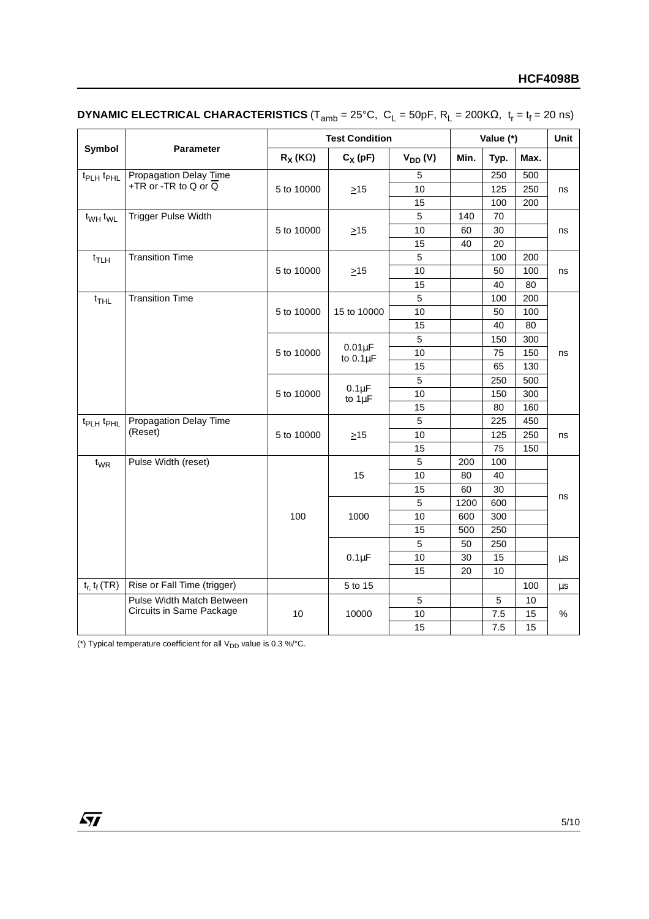**DYNAMIC ELECTRICAL CHARACTERISTICS** ($T_{amb}$ = 25°C, $C_L$ = 50pF, $R_L$ = 200KΩ, $t_r = t_f$ = 20 ns)

| Symbol | Parameter | Test Condition | | | Value (*) | | | Unit |
|---|---|---|---|---|---|---|---|---|
| | | $R_X$ (KΩ) | $C_X$ (pF) | $V_{DD}$ (V) | Min. | Typ. | Max. | |
| $t_{PLH}$ $t_{PHL}$ | Propagation Delay Time +TR or -TR to Q or $\overline{Q}$ | 5 to 10000 | ≥15 | 5 | | 250 | 500 | ns |
| | | | | 10 | | 125 | 250 | |
| | | | | 15 | | 100 | 200 | |
| $t_{WH}$ $t_{WL}$ | Trigger Pulse Width | 5 to 10000 | ≥15 | 5 | 140 | 70 | | ns |
| | | | | 10 | 60 | 30 | | |
| | | | | 15 | 40 | 20 | | |
| $t_{TLH}$ | Transition Time | 5 to 10000 | ≥15 | 5 | | 100 | 200 | ns |
| | | | | 10 | | 50 | 100 | |
| | | | | 15 | | 40 | 80 | |
| $t_{THL}$ | Transition Time | 5 to 10000 | 15 to 10000 | 5 | | 100 | 200 | ns |
| | | | | 10 | | 50 | 100 | |
| | | | | 15 | | 40 | 80 | |
| | | 5 to 10000 | 0.01µF to 0.1µF | 5 | | 150 | 300 | |
| | | | | 10 | | 75 | 150 | |
| | | | | 15 | | 65 | 130 | |
| | | 5 to 10000 | 0.1µF to 1µF | 5 | | 250 | 500 | |
| | | | | 10 | | 150 | 300 | |
| | | | | 15 | | 80 | 160 | |
| $t_{PLH}$ $t_{PHL}$ | Propagation Delay Time (Reset) | 5 to 10000 | ≥15 | 5 | | 225 | 450 | ns |
| | | | | 10 | | 125 | 250 | |
| | | | | 15 | | 75 | 150 | |
| $t_{WR}$ | Pulse Width (reset) | 100 | 15 | 5 | 200 | 100 | | ns |
| | | | | 10 | 80 | 40 | | |
| | | | | 15 | 60 | 30 | | |
| | | | 1000 | 5 | 1200 | 600 | | |
| | | | | 10 | 600 | 300 | | |
| | | | | 15 | 500 | 250 | | |
| | | | 0.1µF | 5 | 50 | 250 | | µs |
| | | | | 10 | 30 | 15 | | |
| | | | | 15 | 20 | 10 | | |
| $t_r$, $t_f$ (TR) | Rise or Fall Time (trigger) | | 5 to 15 | | | | 100 | µs |
| | Pulse Width Match Between Circuits in Same Package | 10 | 10000 | 5 | | 5 | 10 | % |
| | | | | 10 | | 7.5 | 15 | |
| | | | | 15 | | 7.5 | 15 | |

(*) Typical temperature coefficient for all $V_{DD}$ value is 0.3 %/°C.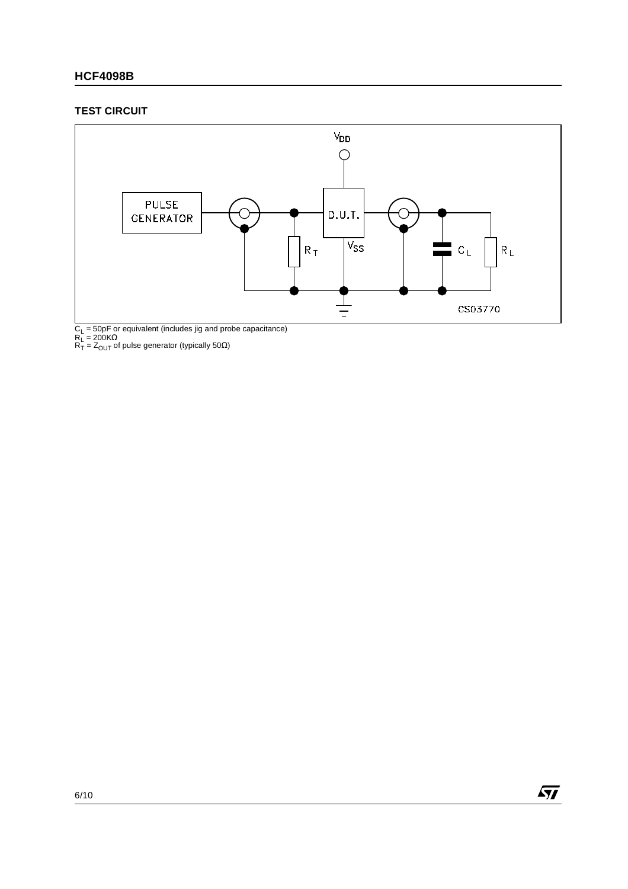## TEST CIRCUIT

$C_L$ = 50pF or equivalent (includes jig and probe capacitance)
$R_L$ = 200KΩ
$R_T$ = $Z_{OUT}$ of pulse generator (typically 50Ω)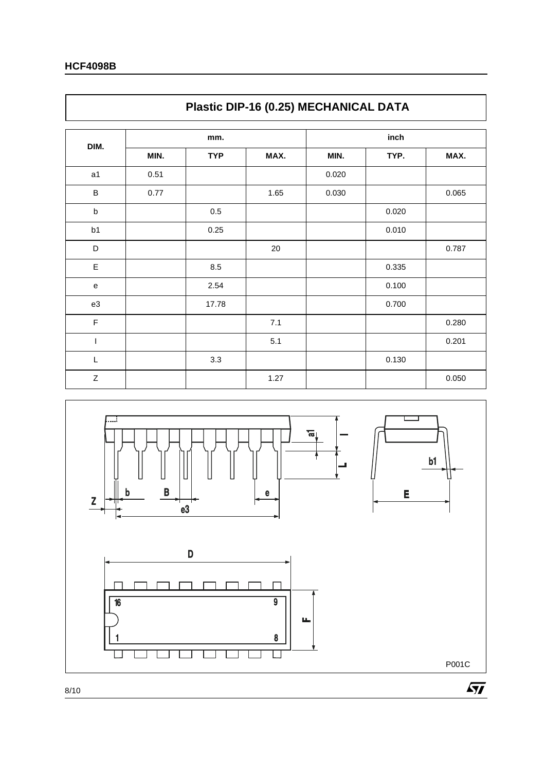## Plastic DIP-16 (0.25) MECHANICAL DATA

| DIM. | mm. | | | inch | | |
|---|---|---|---|---|---|---|
| | MIN. | TYP | MAX. | MIN. | TYP. | MAX. |
| a1 | 0.51 | | | 0.020 | | |
| B | 0.77 | | 1.65 | 0.030 | | 0.065 |
| b | | 0.5 | | | 0.020 | |
| b1 | | 0.25 | | | 0.010 | |
| D | | | 20 | | | 0.787 |
| E | | 8.5 | | | 0.335 | |
| e | | 2.54 | | | 0.100 | |
| e3 | | 17.78 | | | 0.700 | |
| F | | | 7.1 | | | 0.280 |
| I | | | 5.1 | | | 0.201 |
| L | | 3.3 | | | 0.130 | |
| Z | | | 1.27 | | | 0.050 |

P001C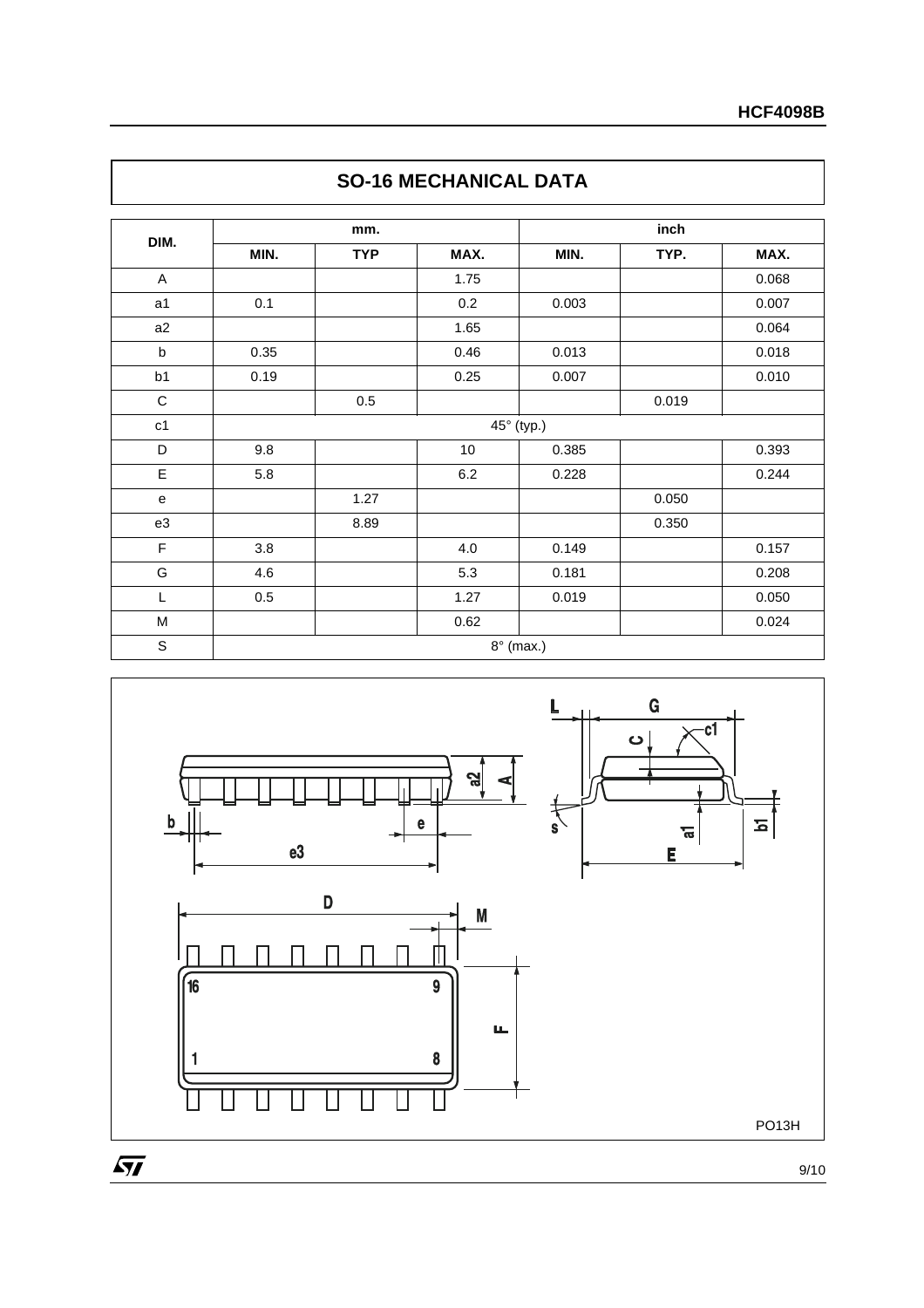## SO-16 MECHANICAL DATA

| DIM. | mm. | | | inch | | |
|---|---|---|---|---|---|---|
| | MIN. | TYP | MAX. | MIN. | TYP. | MAX. |
| A | | | 1.75 | | | 0.068 |
| a1 | 0.1 | | 0.2 | 0.003 | | 0.007 |
| a2 | | | 1.65 | | | 0.064 |
| b | 0.35 | | 0.46 | 0.013 | | 0.018 |
| b1 | 0.19 | | 0.25 | 0.007 | | 0.010 |
| C | | 0.5 | | | 0.019 | |
| c1 | 45° (typ.) | | | | | |
| D | 9.8 | | 10 | 0.385 | | 0.393 |
| E | 5.8 | | 6.2 | 0.228 | | 0.244 |
| e | | 1.27 | | | 0.050 | |
| e3 | | 8.89 | | | 0.350 | |
| F | 3.8 | | 4.0 | 0.149 | | 0.157 |
| G | 4.6 | | 5.3 | 0.181 | | 0.208 |
| L | 0.5 | | 1.27 | 0.019 | | 0.050 |
| M | | | 0.62 | | | 0.024 |
| S | 8° (max.) | | | | | |

PO13H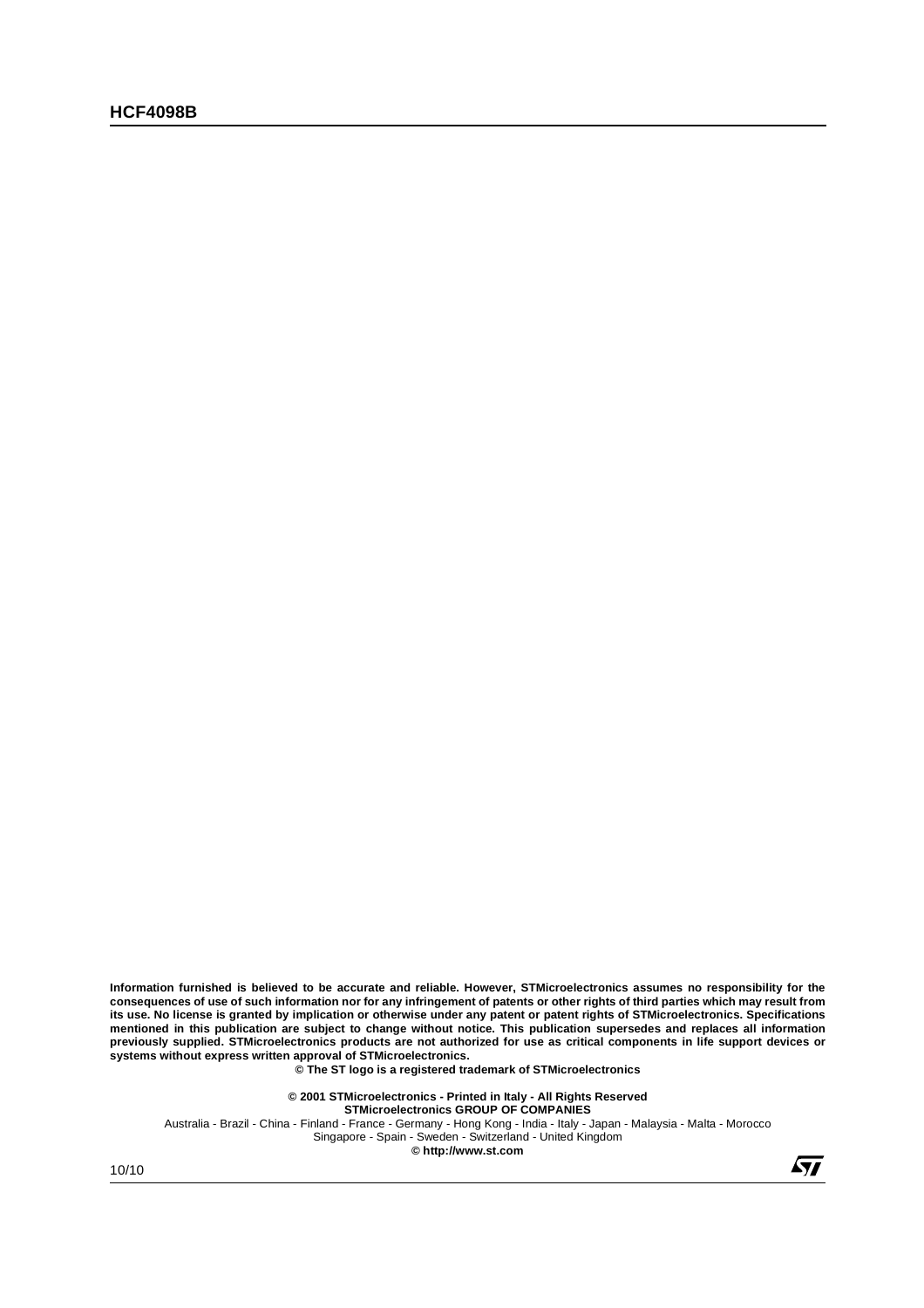**Information furnished is believed to be accurate and reliable. However, STMicroelectronics assumes no responsibility for the consequences of use of such information nor for any infringement of patents or other rights of third parties which may result from its use. No license is granted by implication or otherwise under any patent or patent rights of STMicroelectronics. Specifications mentioned in this publication are subject to change without notice. This publication supersedes and replaces all information previously supplied. STMicroelectronics products are not authorized for use as critical components in life support devices or systems without express written approval of STMicroelectronics.**

**© The ST logo is a registered trademark of STMicroelectronics**

**© 2001 STMicroelectronics - Printed in Italy - All Rights Reserved**
**STMicroelectronics GROUP OF COMPANIES**

Australia - Brazil - China - Finland - France - Germany - Hong Kong - India - Italy - Japan - Malaysia - Malta - Morocco
Singapore - Spain - Sweden - Switzerland - United Kingdom

**© http://www.st.com**